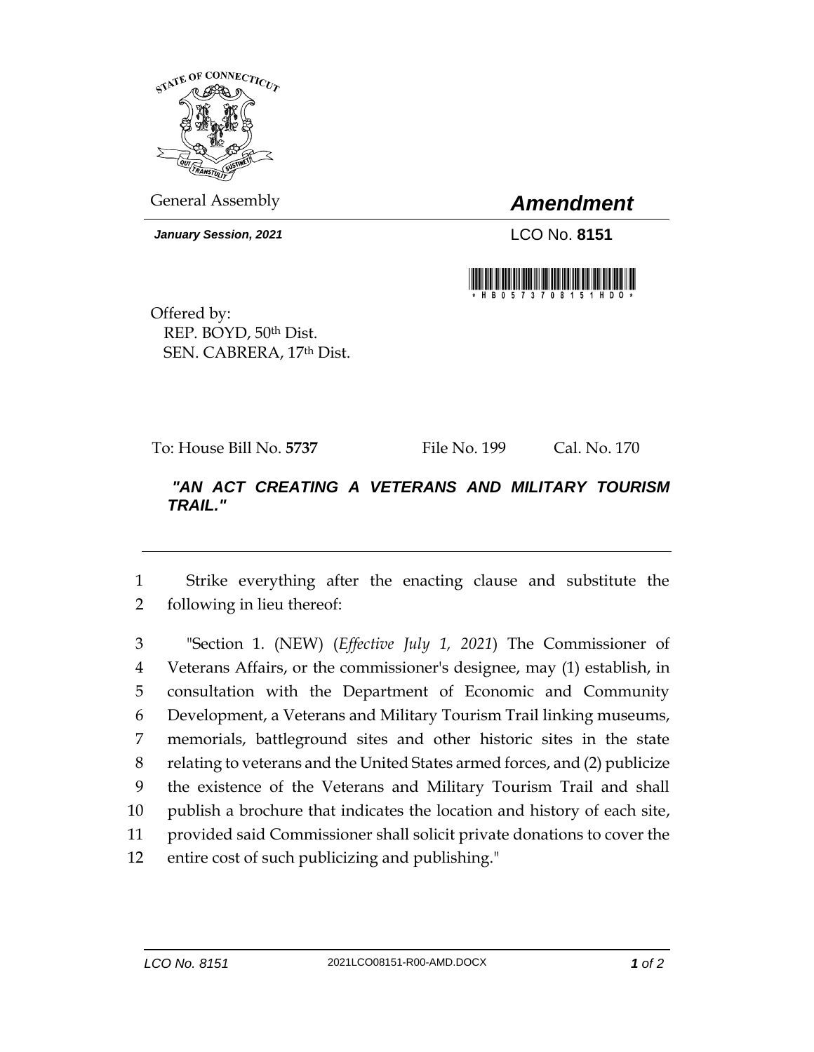General Assembly

# *Amendment*

***January Session, 2021***

LCO No. **8151**

Offered by:
REP. BOYD, 50th Dist.
SEN. CABRERA, 17th Dist.

To: House Bill No. **5737** File No. 199 Cal. No. 170

***"AN ACT CREATING A VETERANS AND MILITARY TOURISM TRAIL."***

---

1 Strike everything after the enacting clause and substitute the
2 following in lieu thereof:

3 "Section 1. (NEW) (*Effective July 1, 2021*) The Commissioner of
4 Veterans Affairs, or the commissioner's designee, may (1) establish, in
5 consultation with the Department of Economic and Community
6 Development, a Veterans and Military Tourism Trail linking museums,
7 memorials, battleground sites and other historic sites in the state
8 relating to veterans and the United States armed forces, and (2) publicize
9 the existence of the Veterans and Military Tourism Trail and shall
10 publish a brochure that indicates the location and history of each site,
11 provided said Commissioner shall solicit private donations to cover the
12 entire cost of such publicizing and publishing."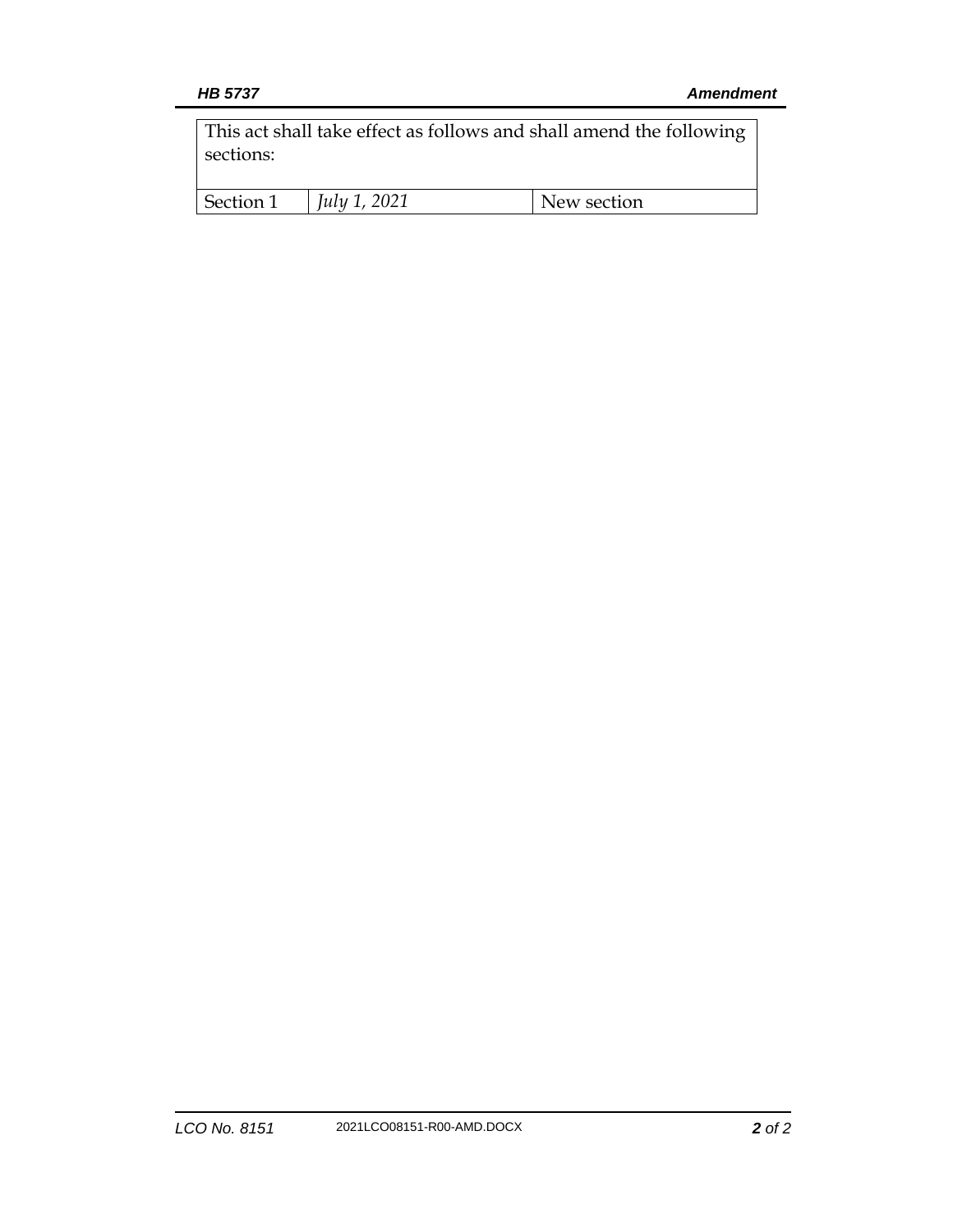| This act shall take effect as follows and shall amend the following sections: | | |
| --- | --- | --- |
| Section 1 | *July 1, 2021* | New section |